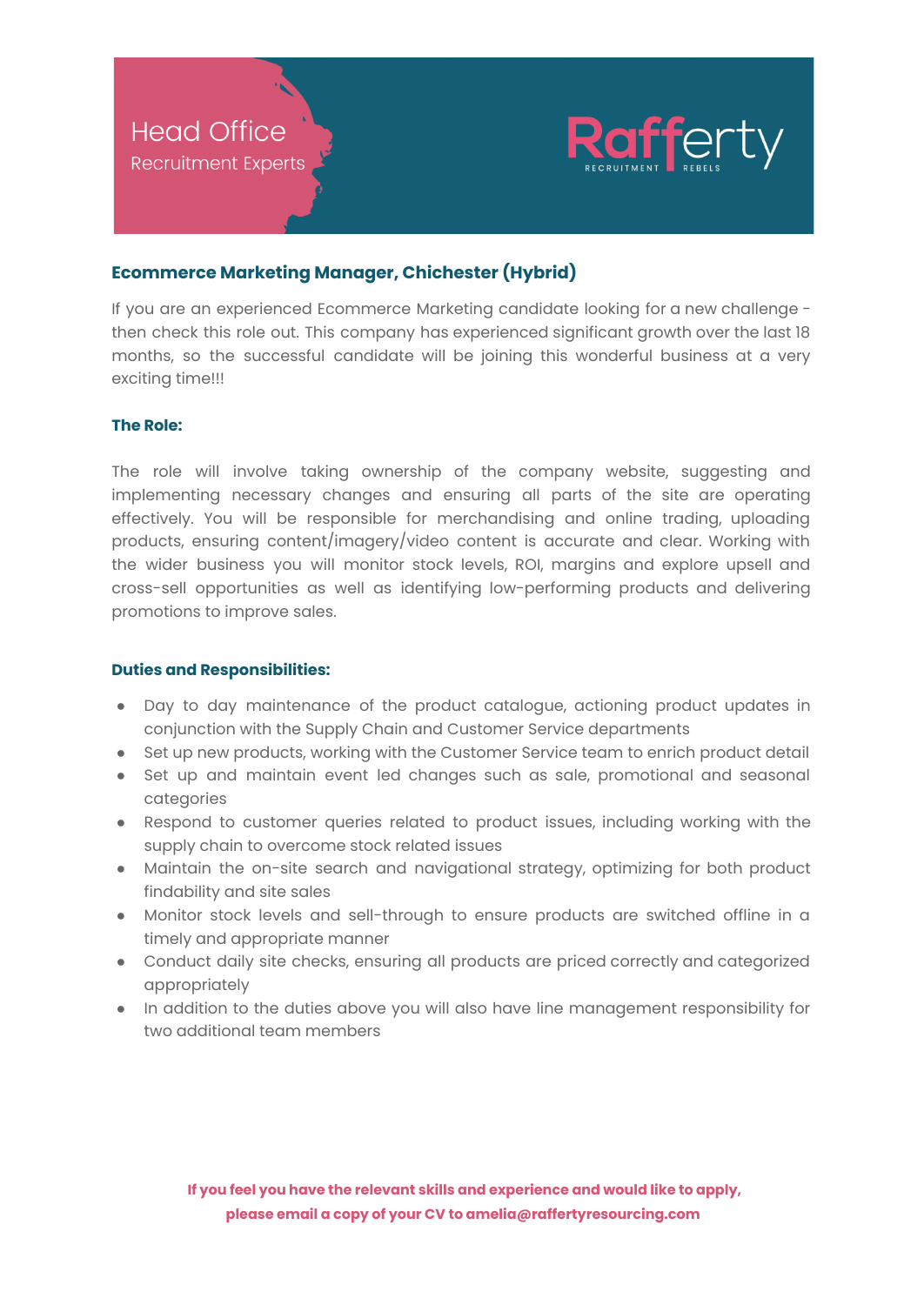Head Office
Recruitment Experts

Rafferty
RECRUITMENT REBELS

## Ecommerce Marketing Manager, Chichester (Hybrid)

If you are an experienced Ecommerce Marketing candidate looking for a new challenge - then check this role out. This company has experienced significant growth over the last 18 months, so the successful candidate will be joining this wonderful business at a very exciting time!!!

### The Role:

The role will involve taking ownership of the company website, suggesting and implementing necessary changes and ensuring all parts of the site are operating effectively. You will be responsible for merchandising and online trading, uploading products, ensuring content/imagery/video content is accurate and clear. Working with the wider business you will monitor stock levels, ROI, margins and explore upsell and cross-sell opportunities as well as identifying low-performing products and delivering promotions to improve sales.

### Duties and Responsibilities:

- Day to day maintenance of the product catalogue, actioning product updates in conjunction with the Supply Chain and Customer Service departments
- Set up new products, working with the Customer Service team to enrich product detail
- Set up and maintain event led changes such as sale, promotional and seasonal categories
- Respond to customer queries related to product issues, including working with the supply chain to overcome stock related issues
- Maintain the on-site search and navigational strategy, optimizing for both product findability and site sales
- Monitor stock levels and sell-through to ensure products are switched offline in a timely and appropriate manner
- Conduct daily site checks, ensuring all products are priced correctly and categorized appropriately
- In addition to the duties above you will also have line management responsibility for two additional team members

**If you feel you have the relevant skills and experience and would like to apply, please email a copy of your CV to amelia@raffertyresourcing.com**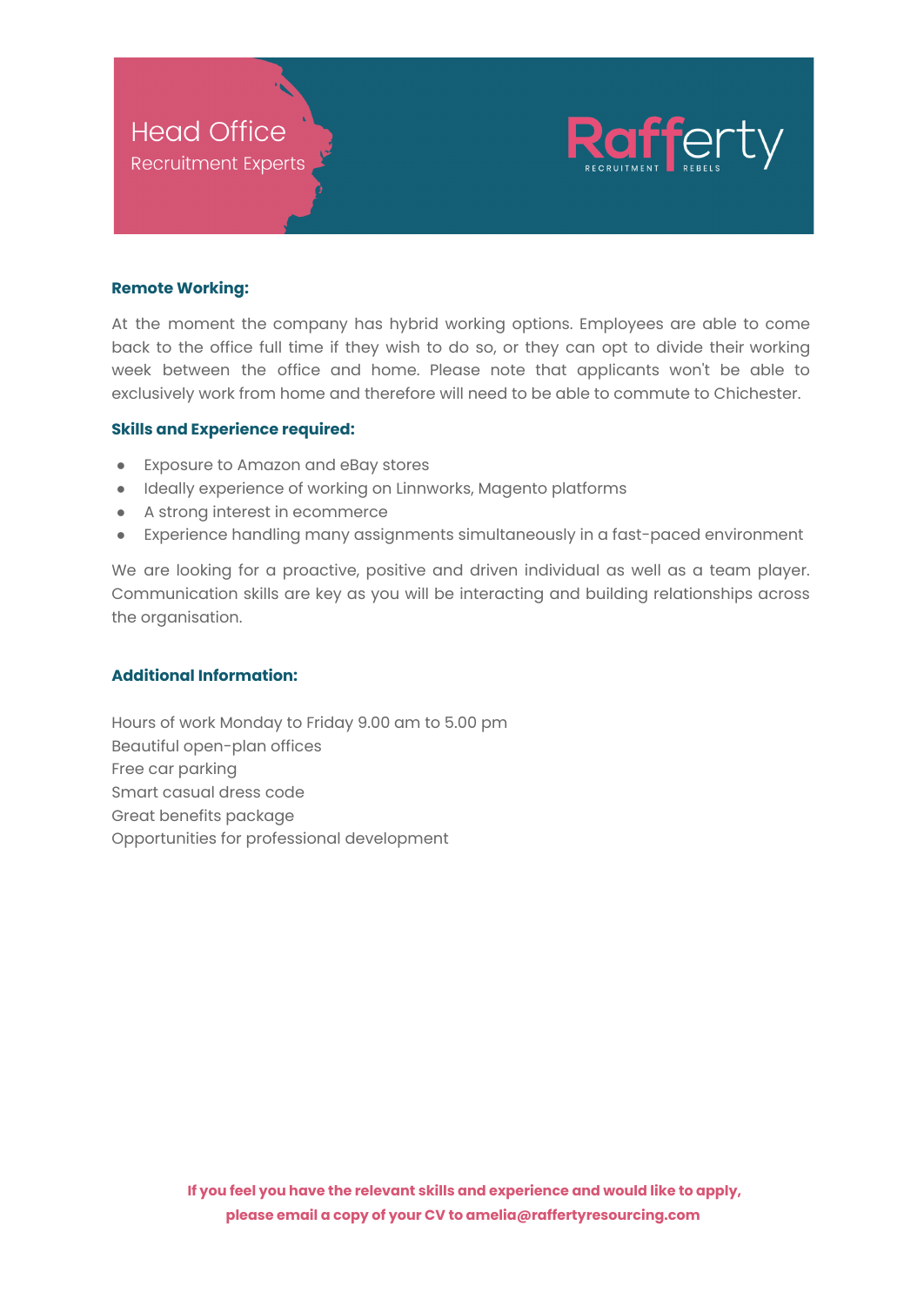Head Office
Recruitment Experts

Rafferty
RECRUITMENT REBELS

**Remote Working:**

At the moment the company has hybrid working options. Employees are able to come back to the office full time if they wish to do so, or they can opt to divide their working week between the office and home. Please note that applicants won't be able to exclusively work from home and therefore will need to be able to commute to Chichester.

**Skills and Experience required:**

- Exposure to Amazon and eBay stores
- Ideally experience of working on Linnworks, Magento platforms
- A strong interest in ecommerce
- Experience handling many assignments simultaneously in a fast-paced environment

We are looking for a proactive, positive and driven individual as well as a team player. Communication skills are key as you will be interacting and building relationships across the organisation.

**Additional Information:**

Hours of work Monday to Friday 9.00 am to 5.00 pm
Beautiful open-plan offices
Free car parking
Smart casual dress code
Great benefits package
Opportunities for professional development

**If you feel you have the relevant skills and experience and would like to apply, please email a copy of your CV to amelia@raffertyresourcing.com**